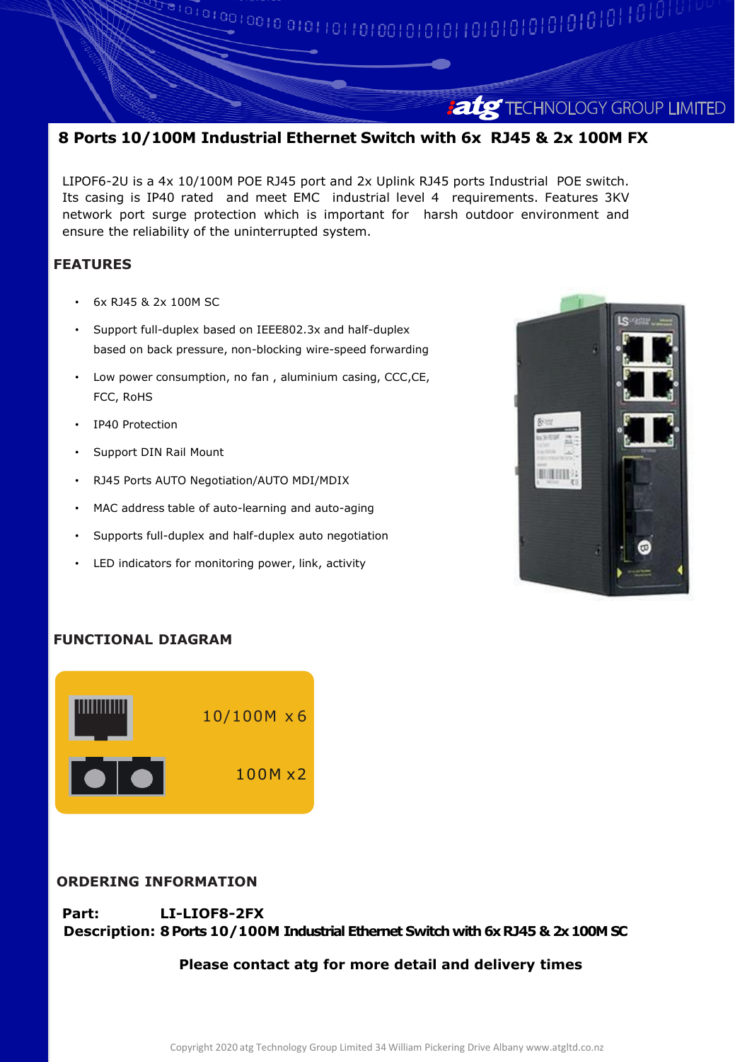# 8 Ports 10/100M Industrial Ethernet Switch with 6x RJ45 & 2x 100M FX

LIPOF6-2U is a 4x 10/100M POE RJ45 port and 2x Uplink RJ45 ports Industrial POE switch. Its casing is IP40 rated and meet EMC industrial level 4 requirements. Features 3KV network port surge protection which is important for harsh outdoor environment and ensure the reliability of the uninterrupted system.

## FEATURES

- 6x RJ45 & 2x 100M SC
- Support full-duplex based on IEEE802.3x and half-duplex based on back pressure, non-blocking wire-speed forwarding
- Low power consumption, no fan , aluminium casing, CCC,CE, FCC, RoHS
- IP40 Protection
- Support DIN Rail Mount
- RJ45 Ports AUTO Negotiation/AUTO MDI/MDIX
- MAC address table of auto-learning and auto-aging
- Supports full-duplex and half-duplex auto negotiation
- LED indicators for monitoring power, link, activity

## FUNCTIONAL DIAGRAM

10/100M x6

100M x2

## ORDERING INFORMATION

**Part:** LI-LIOF8-2FX

**Description:** 8 Ports 10/100M Industrial Ethernet Switch with 6x RJ45 & 2x 100M SC

**Please contact atg for more detail and delivery times**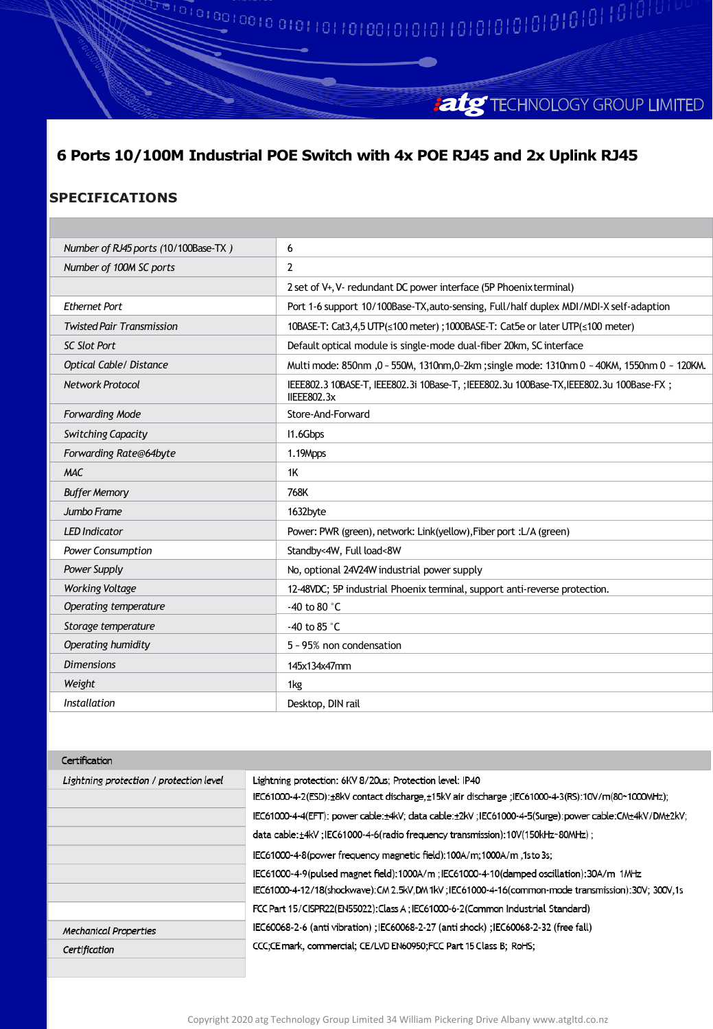# 6 Ports 10/100M Industrial POE Switch with 4x POE RJ45 and 2x Uplink RJ45

## SPECIFICATIONS

| | |
|---|---|
| *Number of RJ45 ports (10/100Base-TX )* | 6 |
| *Number of 100M SC ports* | 2 |
| | 2 set of V+, V- redundant DC power interface (5P Phoenix terminal) |
| *Ethernet Port* | Port 1-6 support 10/100Base-TX,auto-sensing, Full/half duplex MDI/MDI-X self-adaptation |
| *Twisted Pair Transmission* | 10BASE-T: Cat3,4,5 UTP(≤100 meter) ;1000BASE-T: Cat5e or later UTP(≤100 meter) |
| *SC Slot Port* | Default optical module is single-mode dual-fiber 20km, SC interface |
| *Optical Cable/ Distance* | Multi mode: 850nm ,0 ~ 550M, 1310nm,0~2km ;single mode: 1310nm 0 ~ 40KM, 1550nm 0 ~ 120KM. |
| *Network Protocol* | IEEE802.3 10BASE-T, IEEE802.3i 10Base-T, ;IEEE802.3u 100Base-TX,IEEE802.3u 100Base-FX ; IIEEE802.3x |
| *Forwarding Mode* | Store-And-Forward |
| *Switching Capacity* | I1.6Gbps |
| *Forwarding Rate@64byte* | 1.19Mpps |
| *MAC* | 1K |
| *Buffer Memory* | 768K |
| *Jumbo Frame* | 1632byte |
| *LED Indicator* | Power: PWR (green), network: Link(yellow),Fiber port :L/A (green) |
| *Power Consumption* | Standby<4W, Full load<8W |
| *Power Supply* | No, optional 24V24W industrial power supply |
| *Working Voltage* | 12-48VDC; 5P industrial Phoenix terminal, support anti-reverse protection. |
| *Operating temperature* | -40 to 80 °C |
| *Storage temperature* | -40 to 85 °C |
| *Operating humidity* | 5 ~ 95% non condensation |
| *Dimensions* | 145x134x47mm |
| *Weight* | 1kg |
| *Installation* | Desktop, DIN rail |

| Certification | |
|---|---|
| *Lightning protection / protection level* | Lightning protection: 6KV 8/20us; Protection level: IP40 |
| | IEC61000-4-2(ESD):±8kV contact discharge,±15kV air discharge ;IEC61000-4-3(RS):10V/m(80~1000MHz); |
| | IEC61000-4-4(EFT): power cable:±4kV; data cable:±2kV ;IEC61000-4-5(Surge):power cable:CM±4kV/DM±2kV; |
| | data cable:±4kV ;IEC61000-4-6(radio frequency transmission):10V(150kHz~80MHz) ; |
| | IEC61000-4-8(power frequency magnetic field):100A/m;1000A/m ,1s to 3s; |
| | IEC61000-4-9(pulsed magnet field):1000A/m ;IEC61000-4-10(damped oscillation):30A/m 1MHz |
| | IEC61000-4-12/18(shockwave):CM 2.5kV,DM 1kV ;IEC61000-4-16(common-mode transmission):30V; 300V,1s |
| | FCC Part 15/CISPR22(EN55022):Class A ;IEC61000-6-2(Common Industrial Standard) |
| *Mechanical Properties* | IEC60068-2-6 (anti vibration) ;IEC60068-2-27 (anti shock) ;IEC60068-2-32 (free fall) |
| *Certification* | CCC;CE mark, commercial; CE/LVD EN60950;FCC Part 15 Class B; RoHS; |

Copyright 2020 atg Technology Group Limited 34 William Pickering Drive Albany www.atgltd.co.nz